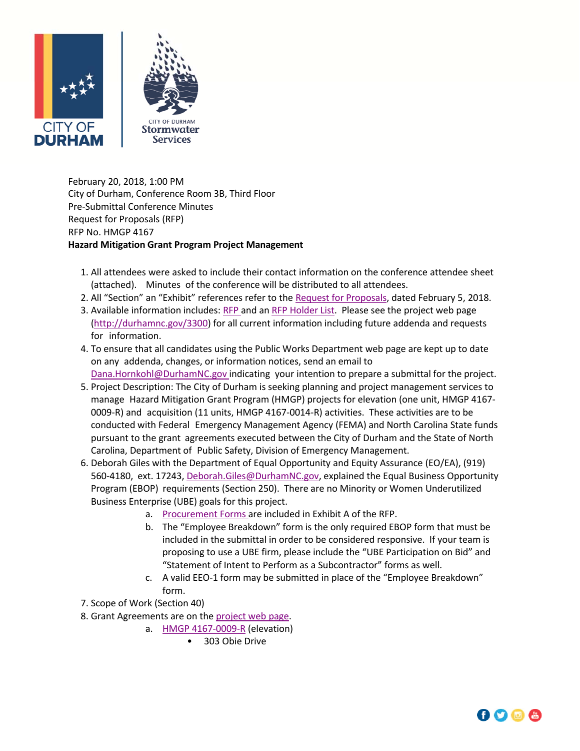CITY OF DURHAM

CITY OF DURHAM Stormwater Services

February 20, 2018, 1:00 PM
City of Durham, Conference Room 3B, Third Floor
Pre-Submittal Conference Minutes
Request for Proposals (RFP)
RFP No. HMGP 4167
**Hazard Mitigation Grant Program Project Management**

1. All attendees were asked to include their contact information on the conference attendee sheet (attached). Minutes of the conference will be distributed to all attendees.
2. All "Section" an "Exhibit" references refer to the Request for Proposals, dated February 5, 2018.
3. Available information includes: RFP and an RFP Holder List. Please see the project web page (http://durhamnc.gov/3300) for all current information including future addenda and requests for information.
4. To ensure that all candidates using the Public Works Department web page are kept up to date on any addenda, changes, or information notices, send an email to Dana.Hornkohl@DurhamNC.gov indicating your intention to prepare a submittal for the project.
5. Project Description: The City of Durham is seeking planning and project management services to manage Hazard Mitigation Grant Program (HMGP) projects for elevation (one unit, HMGP 4167-0009-R) and acquisition (11 units, HMGP 4167-0014-R) activities. These activities are to be conducted with Federal Emergency Management Agency (FEMA) and North Carolina State funds pursuant to the grant agreements executed between the City of Durham and the State of North Carolina, Department of Public Safety, Division of Emergency Management.
6. Deborah Giles with the Department of Equal Opportunity and Equity Assurance (EO/EA), (919) 560-4180, ext. 17243, Deborah.Giles@DurhamNC.gov, explained the Equal Business Opportunity Program (EBOP) requirements (Section 250). There are no Minority or Women Underutilized Business Enterprise (UBE) goals for this project.
   a. Procurement Forms are included in Exhibit A of the RFP.
   b. The "Employee Breakdown" form is the only required EBOP form that must be included in the submittal in order to be considered responsive. If your team is proposing to use a UBE firm, please include the "UBE Participation on Bid" and "Statement of Intent to Perform as a Subcontractor" forms as well.
   c. A valid EEO-1 form may be submitted in place of the "Employee Breakdown" form.
7. Scope of Work (Section 40)
8. Grant Agreements are on the project web page.
   a. HMGP 4167-0009-R (elevation)
      - 303 Obie Drive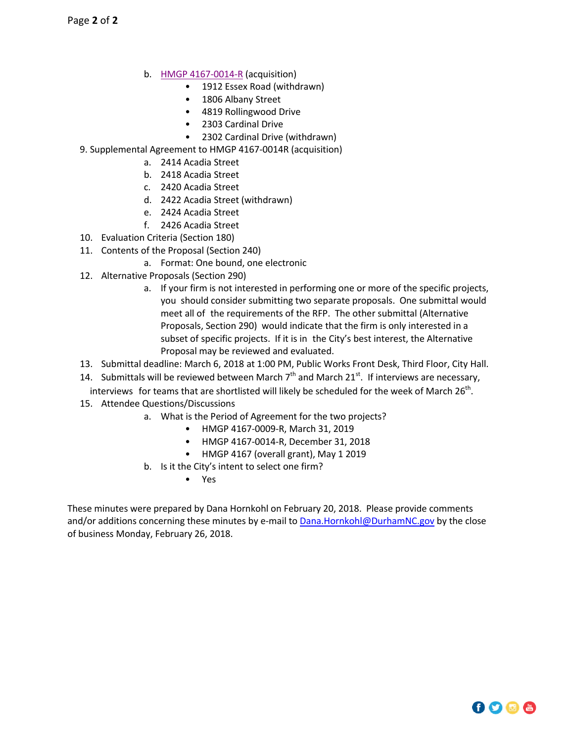b. HMGP 4167-0014-R (acquisition)
      - 1912 Essex Road (withdrawn)
      - 1806 Albany Street
      - 4819 Rollingwood Drive
      - 2303 Cardinal Drive
      - 2302 Cardinal Drive (withdrawn)

9. Supplemental Agreement to HMGP 4167-0014R (acquisition)
   a. 2414 Acadia Street
   b. 2418 Acadia Street
   c. 2420 Acadia Street
   d. 2422 Acadia Street (withdrawn)
   e. 2424 Acadia Street
   f. 2426 Acadia Street
10. Evaluation Criteria (Section 180)
11. Contents of the Proposal (Section 240)
    a. Format: One bound, one electronic
12. Alternative Proposals (Section 290)
    a. If your firm is not interested in performing one or more of the specific projects, you should consider submitting two separate proposals. One submittal would meet all of the requirements of the RFP. The other submittal (Alternative Proposals, Section 290) would indicate that the firm is only interested in a subset of specific projects. If it is in the City's best interest, the Alternative Proposal may be reviewed and evaluated.
13. Submittal deadline: March 6, 2018 at 1:00 PM, Public Works Front Desk, Third Floor, City Hall.
14. Submittals will be reviewed between March 7th and March 21st. If interviews are necessary, interviews for teams that are shortlisted will likely be scheduled for the week of March 26th.
15. Attendee Questions/Discussions
    a. What is the Period of Agreement for the two projects?
       - HMGP 4167-0009-R, March 31, 2019
       - HMGP 4167-0014-R, December 31, 2018
       - HMGP 4167 (overall grant), May 1 2019
    b. Is it the City's intent to select one firm?
       - Yes

These minutes were prepared by Dana Hornkohl on February 20, 2018. Please provide comments and/or additions concerning these minutes by e-mail to Dana.Hornkohl@DurhamNC.gov by the close of business Monday, February 26, 2018.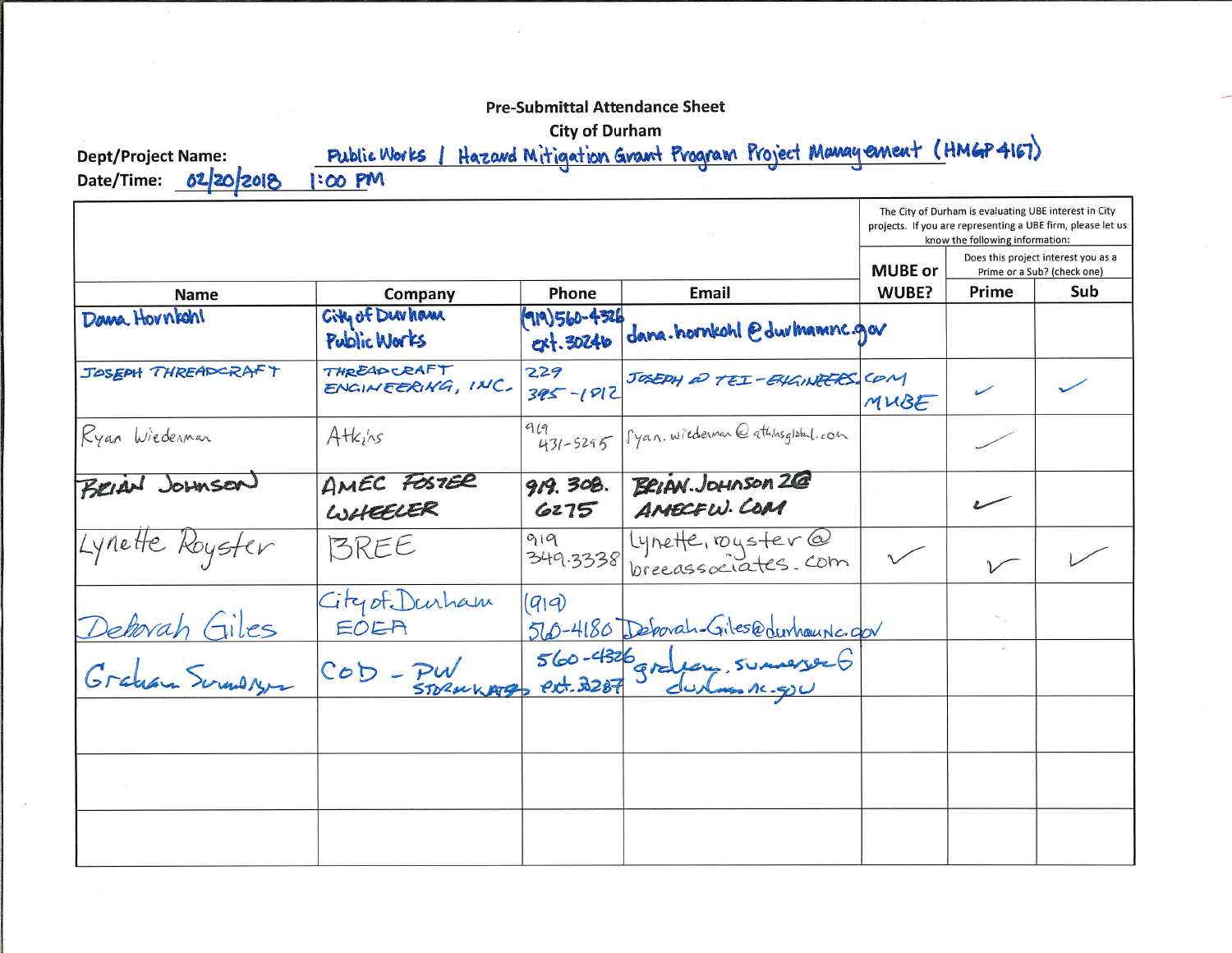Pre-Submittal Attendance Sheet

City of Durham

**Dept/Project Name:** Public Works / Hazard Mitigation Grant Program Project Management (HMGP 4167)

**Date/Time:** 02/20/2018 1:00 PM

| Name | Company | Phone | Email | MUBE or WUBE? | Prime | Sub |
|---|---|---|---|---|---|---|
| | | | | The City of Durham is evaluating UBE interest in City projects. If you are representing a UBE firm, please let us know the following information: | Does this project interest you as a Prime or a Sub? (check one) | |
| Dana Hornkohl | City of Durham Public Works | (919) 560-4326 ext. 30246 | dana.hornkohl@durhamnc.gov | | | |
| JOSEPH THREADCRAFT | THREADCRAFT ENGINEERING, INC. | 229 395-1912 | JOSEPH@TEI-ENGINEERS.COM | MUBE | ✓ | ✓ |
| Ryan Wiedeman | Atkins | 919 431-5295 | ryan.wiedeman@atkinsglobal.com | | ✓ | |
| BRIAN JOHNSON | AMEC FOSTER WHEELER | 919.308.6275 | BRIAN.JOHNSON2@AMECFW.COM | | ✓ | |
| Lynette Royster | BREE | 919 349.3338 | lynette.royster@breeassociates.com | ✓ | ✓ | ✓ |
| Deborah Giles | City of Durham EOEA | (919) 560-4180 | Deborah.Giles@durhamNC.gov | | | |
| Graham Summer | COD - PW Stormwater | 560-4326 ext. 30287 | graham.summer@durhamnc.gov | | | |
| | | | | | | |
| | | | | | | |
| | | | | | | |